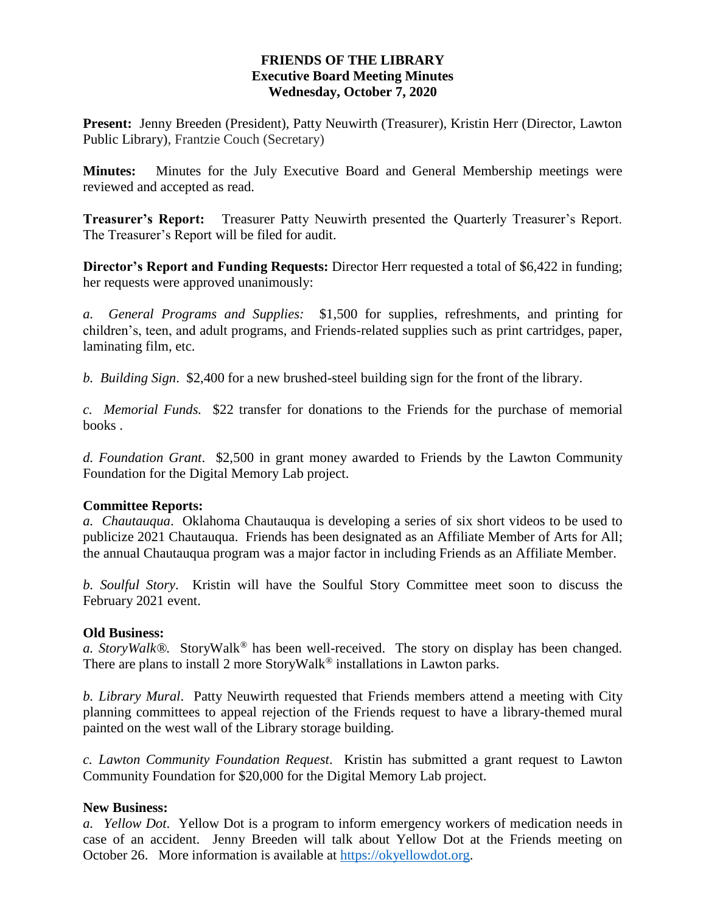# FRIENDS OF THE LIBRARY
## Executive Board Meeting Minutes
### Wednesday, October 7, 2020

**Present:** Jenny Breeden (President), Patty Neuwirth (Treasurer), Kristin Herr (Director, Lawton Public Library), Frantzie Couch (Secretary)

**Minutes:** Minutes for the July Executive Board and General Membership meetings were reviewed and accepted as read.

**Treasurer's Report:** Treasurer Patty Neuwirth presented the Quarterly Treasurer's Report. The Treasurer's Report will be filed for audit.

**Director's Report and Funding Requests:** Director Herr requested a total of $6,422 in funding; her requests were approved unanimously:

*a. General Programs and Supplies:* $1,500 for supplies, refreshments, and printing for children's, teen, and adult programs, and Friends-related supplies such as print cartridges, paper, laminating film, etc.

*b. Building Sign*. $2,400 for a new brushed-steel building sign for the front of the library.

*c. Memorial Funds.* $22 transfer for donations to the Friends for the purchase of memorial books .

*d. Foundation Grant*. $2,500 in grant money awarded to Friends by the Lawton Community Foundation for the Digital Memory Lab project.

**Committee Reports:**

*a. Chautauqua*. Oklahoma Chautauqua is developing a series of six short videos to be used to publicize 2021 Chautauqua. Friends has been designated as an Affiliate Member of Arts for All; the annual Chautauqua program was a major factor in including Friends as an Affiliate Member.

*b. Soulful Story*. Kristin will have the Soulful Story Committee meet soon to discuss the February 2021 event.

**Old Business:**

*a. StoryWalk®.* StoryWalk® has been well-received. The story on display has been changed. There are plans to install 2 more StoryWalk® installations in Lawton parks.

*b. Library Mural*. Patty Neuwirth requested that Friends members attend a meeting with City planning committees to appeal rejection of the Friends request to have a library-themed mural painted on the west wall of the Library storage building.

*c. Lawton Community Foundation Request*. Kristin has submitted a grant request to Lawton Community Foundation for $20,000 for the Digital Memory Lab project.

**New Business:**

*a. Yellow Dot*. Yellow Dot is a program to inform emergency workers of medication needs in case of an accident. Jenny Breeden will talk about Yellow Dot at the Friends meeting on October 26. More information is available at https://okyellowdot.org.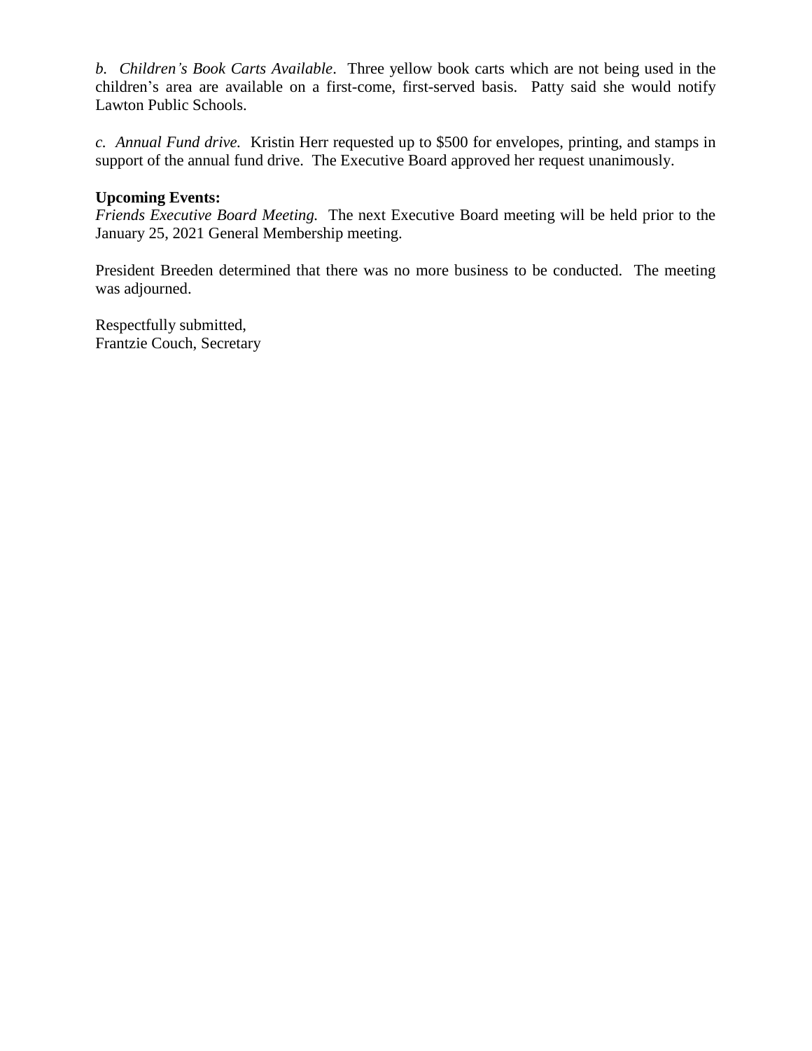*b. Children's Book Carts Available*. Three yellow book carts which are not being used in the children's area are available on a first-come, first-served basis. Patty said she would notify Lawton Public Schools.

*c. Annual Fund drive.* Kristin Herr requested up to $500 for envelopes, printing, and stamps in support of the annual fund drive. The Executive Board approved her request unanimously.

**Upcoming Events:**
*Friends Executive Board Meeting.* The next Executive Board meeting will be held prior to the January 25, 2021 General Membership meeting.

President Breeden determined that there was no more business to be conducted. The meeting was adjourned.

Respectfully submitted,
Frantzie Couch, Secretary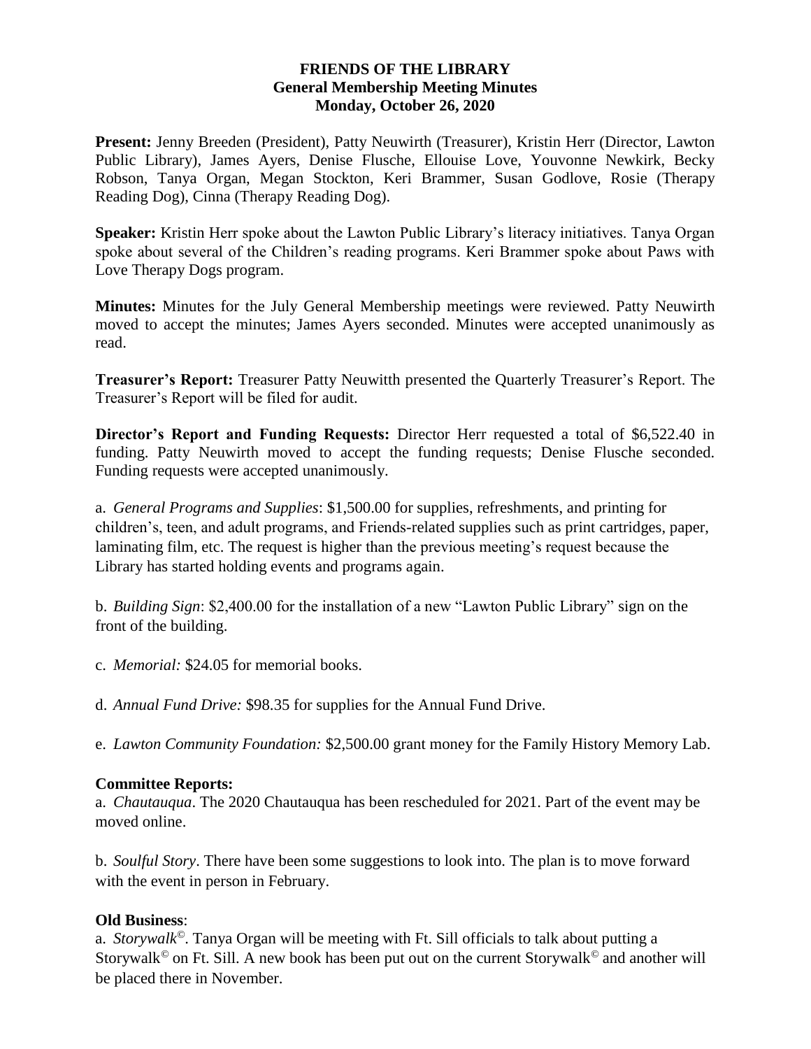**FRIENDS OF THE LIBRARY**
**General Membership Meeting Minutes**
**Monday, October 26, 2020**

**Present:** Jenny Breeden (President), Patty Neuwirth (Treasurer), Kristin Herr (Director, Lawton Public Library), James Ayers, Denise Flusche, Ellouise Love, Youvonne Newkirk, Becky Robson, Tanya Organ, Megan Stockton, Keri Brammer, Susan Godlove, Rosie (Therapy Reading Dog), Cinna (Therapy Reading Dog).

**Speaker:** Kristin Herr spoke about the Lawton Public Library's literacy initiatives. Tanya Organ spoke about several of the Children's reading programs. Keri Brammer spoke about Paws with Love Therapy Dogs program.

**Minutes:** Minutes for the July General Membership meetings were reviewed. Patty Neuwirth moved to accept the minutes; James Ayers seconded. Minutes were accepted unanimously as read.

**Treasurer's Report:** Treasurer Patty Neuwitth presented the Quarterly Treasurer's Report. The Treasurer's Report will be filed for audit.

**Director's Report and Funding Requests:** Director Herr requested a total of $6,522.40 in funding. Patty Neuwirth moved to accept the funding requests; Denise Flusche seconded. Funding requests were accepted unanimously.

a. *General Programs and Supplies*: $1,500.00 for supplies, refreshments, and printing for children's, teen, and adult programs, and Friends-related supplies such as print cartridges, paper, laminating film, etc. The request is higher than the previous meeting's request because the Library has started holding events and programs again.

b. *Building Sign*: $2,400.00 for the installation of a new "Lawton Public Library" sign on the front of the building.

c. *Memorial:* $24.05 for memorial books.

d. *Annual Fund Drive:* $98.35 for supplies for the Annual Fund Drive.

e. *Lawton Community Foundation:* $2,500.00 grant money for the Family History Memory Lab.

**Committee Reports:**

a. *Chautauqua*. The 2020 Chautauqua has been rescheduled for 2021. Part of the event may be moved online.

b. *Soulful Story*. There have been some suggestions to look into. The plan is to move forward with the event in person in February.

**Old Business**:

a. *Storywalk©*. Tanya Organ will be meeting with Ft. Sill officials to talk about putting a Storywalk© on Ft. Sill. A new book has been put out on the current Storywalk© and another will be placed there in November.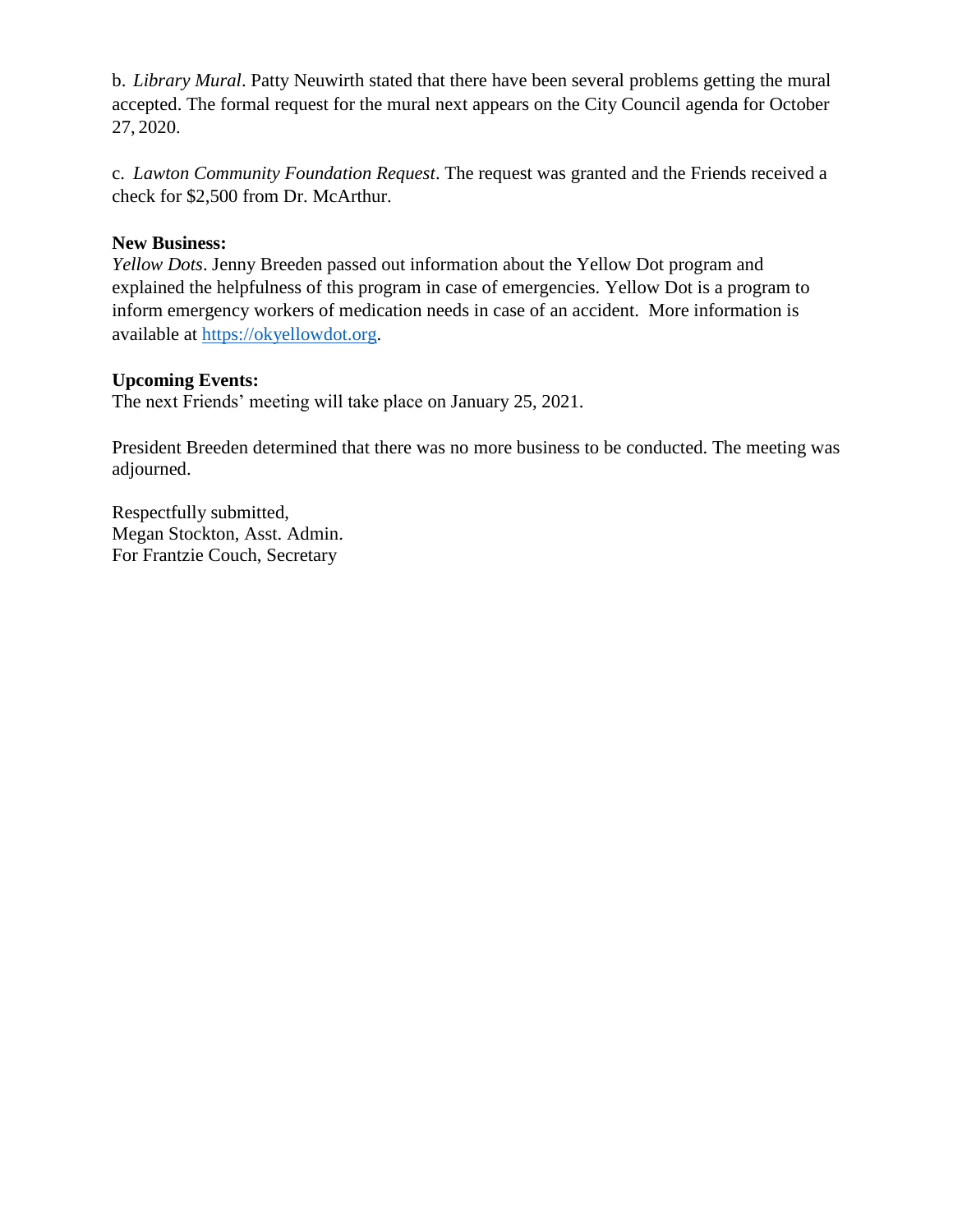b. *Library Mural*. Patty Neuwirth stated that there have been several problems getting the mural accepted. The formal request for the mural next appears on the City Council agenda for October 27, 2020.

c. *Lawton Community Foundation Request*. The request was granted and the Friends received a check for $2,500 from Dr. McArthur.

**New Business:**
*Yellow Dots*. Jenny Breeden passed out information about the Yellow Dot program and explained the helpfulness of this program in case of emergencies. Yellow Dot is a program to inform emergency workers of medication needs in case of an accident. More information is available at [https://okyellowdot.org](https://okyellowdot.org).

**Upcoming Events:**
The next Friends' meeting will take place on January 25, 2021.

President Breeden determined that there was no more business to be conducted. The meeting was adjourned.

Respectfully submitted,
Megan Stockton, Asst. Admin.
For Frantzie Couch, Secretary